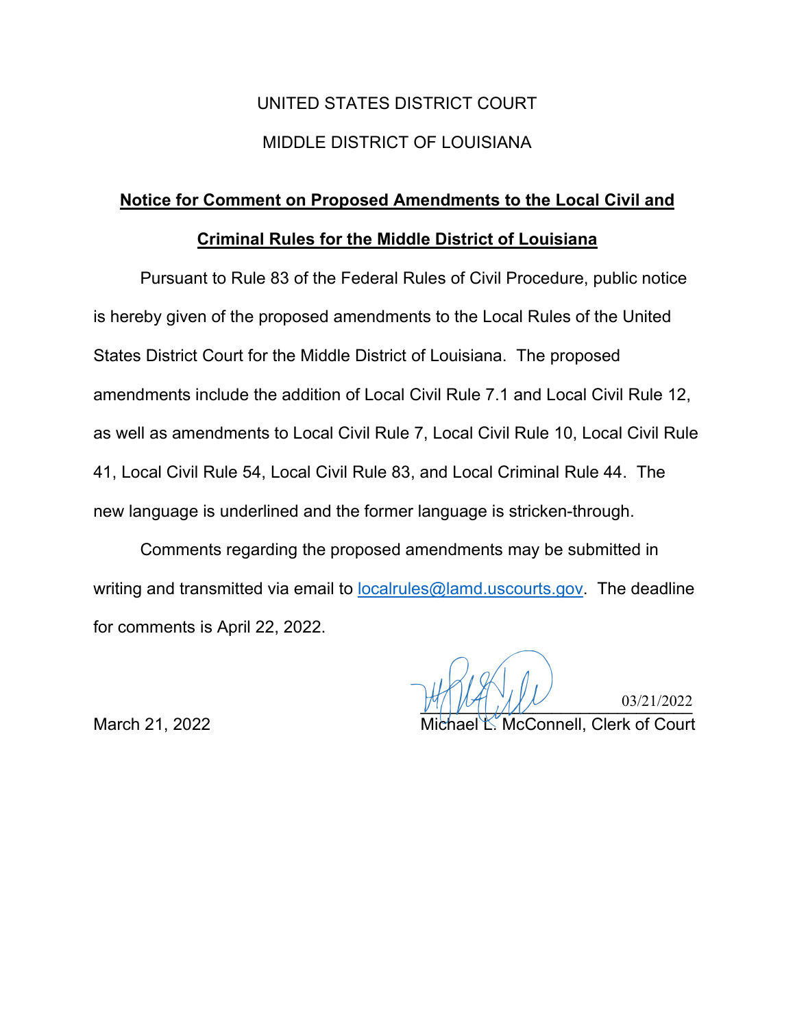UNITED STATES DISTRICT COURT

MIDDLE DISTRICT OF LOUISIANA

**Notice for Comment on Proposed Amendments to the Local Civil and Criminal Rules for the Middle District of Louisiana**

Pursuant to Rule 83 of the Federal Rules of Civil Procedure, public notice is hereby given of the proposed amendments to the Local Rules of the United States District Court for the Middle District of Louisiana. The proposed amendments include the addition of Local Civil Rule 7.1 and Local Civil Rule 12, as well as amendments to Local Civil Rule 7, Local Civil Rule 10, Local Civil Rule 41, Local Civil Rule 54, Local Civil Rule 83, and Local Criminal Rule 44. The new language is underlined and the former language is stricken-through.

Comments regarding the proposed amendments may be submitted in writing and transmitted via email to localrules@lamd.uscourts.gov. The deadline for comments is April 22, 2022.

03/21/2022

March 21, 2022 Michael L. McConnell, Clerk of Court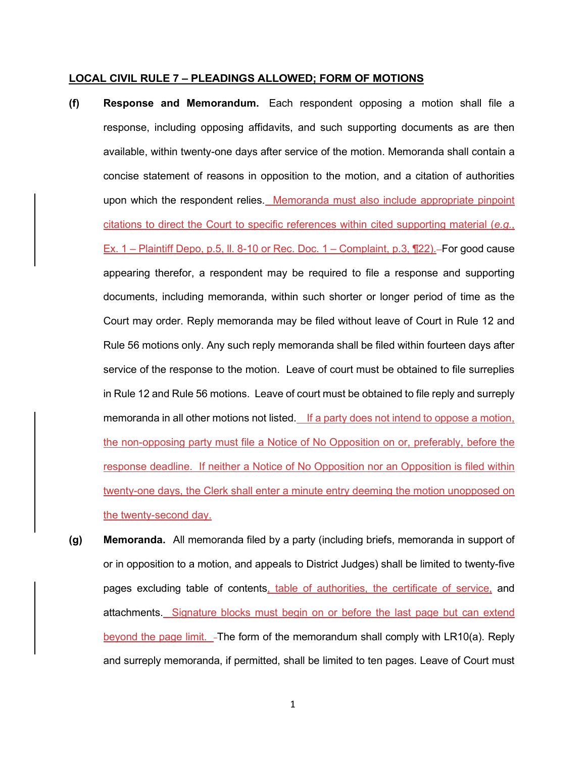**LOCAL CIVIL RULE 7 – PLEADINGS ALLOWED; FORM OF MOTIONS**

**(f) Response and Memorandum.** Each respondent opposing a motion shall file a response, including opposing affidavits, and such supporting documents as are then available, within twenty-one days after service of the motion. Memoranda shall contain a concise statement of reasons in opposition to the motion, and a citation of authorities upon which the respondent relies. Memoranda must also include appropriate pinpoint citations to direct the Court to specific references within cited supporting material (*e.g.*, Ex. 1 – Plaintiff Depo, p.5, ll. 8-10 or Rec. Doc. 1 – Complaint, p.3, ¶22). For good cause appearing therefor, a respondent may be required to file a response and supporting documents, including memoranda, within such shorter or longer period of time as the Court may order. Reply memoranda may be filed without leave of Court in Rule 12 and Rule 56 motions only. Any such reply memoranda shall be filed within fourteen days after service of the response to the motion. Leave of court must be obtained to file surreplies in Rule 12 and Rule 56 motions. Leave of court must be obtained to file reply and surreply memoranda in all other motions not listed. If a party does not intend to oppose a motion, the non-opposing party must file a Notice of No Opposition on or, preferably, before the response deadline. If neither a Notice of No Opposition nor an Opposition is filed within twenty-one days, the Clerk shall enter a minute entry deeming the motion unopposed on the twenty-second day.

**(g) Memoranda.** All memoranda filed by a party (including briefs, memoranda in support of or in opposition to a motion, and appeals to District Judges) shall be limited to twenty-five pages excluding table of contents, table of authorities, the certificate of service, and attachments. Signature blocks must begin on or before the last page but can extend beyond the page limit. The form of the memorandum shall comply with LR10(a). Reply and surreply memoranda, if permitted, shall be limited to ten pages. Leave of Court must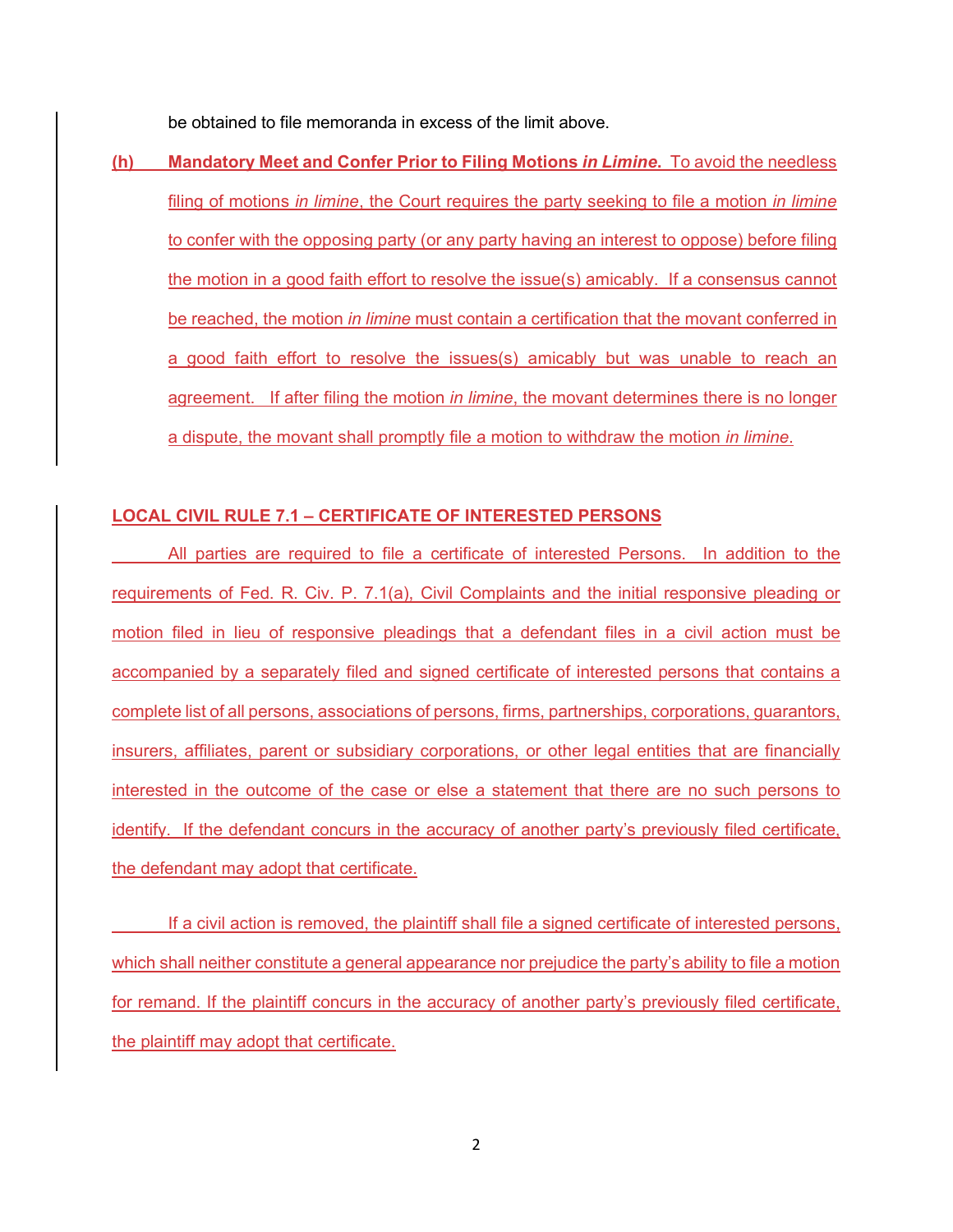be obtained to file memoranda in excess of the limit above.

**(h) Mandatory Meet and Confer Prior to Filing Motions *in Limine*.** To avoid the needless filing of motions *in limine*, the Court requires the party seeking to file a motion *in limine* to confer with the opposing party (or any party having an interest to oppose) before filing the motion in a good faith effort to resolve the issue(s) amicably. If a consensus cannot be reached, the motion *in limine* must contain a certification that the movant conferred in a good faith effort to resolve the issues(s) amicably but was unable to reach an agreement. If after filing the motion *in limine*, the movant determines there is no longer a dispute, the movant shall promptly file a motion to withdraw the motion *in limine*.

## LOCAL CIVIL RULE 7.1 – CERTIFICATE OF INTERESTED PERSONS

All parties are required to file a certificate of interested Persons. In addition to the requirements of Fed. R. Civ. P. 7.1(a), Civil Complaints and the initial responsive pleading or motion filed in lieu of responsive pleadings that a defendant files in a civil action must be accompanied by a separately filed and signed certificate of interested persons that contains a complete list of all persons, associations of persons, firms, partnerships, corporations, guarantors, insurers, affiliates, parent or subsidiary corporations, or other legal entities that are financially interested in the outcome of the case or else a statement that there are no such persons to identify. If the defendant concurs in the accuracy of another party's previously filed certificate, the defendant may adopt that certificate.

If a civil action is removed, the plaintiff shall file a signed certificate of interested persons, which shall neither constitute a general appearance nor prejudice the party's ability to file a motion for remand. If the plaintiff concurs in the accuracy of another party's previously filed certificate, the plaintiff may adopt that certificate.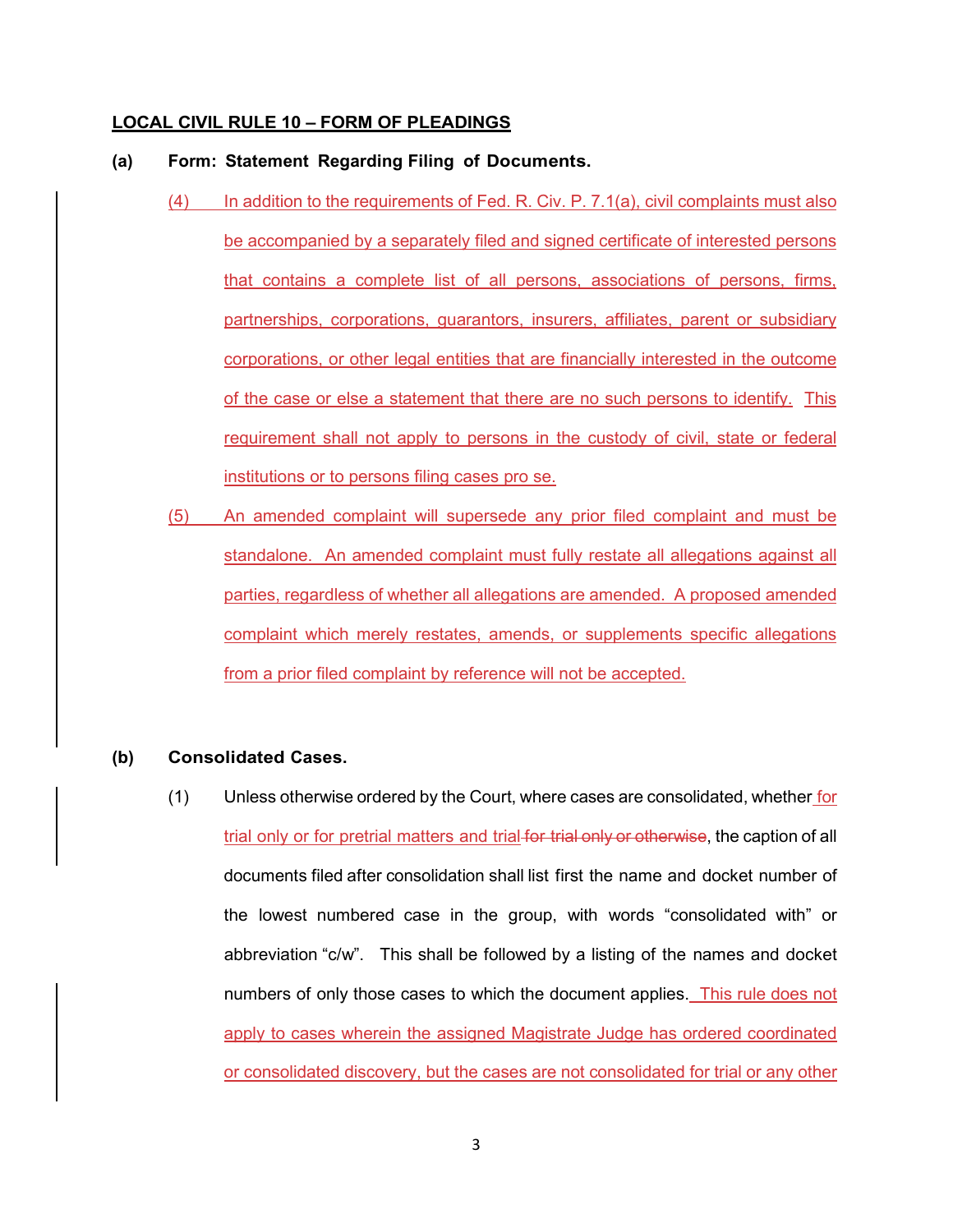## LOCAL CIVIL RULE 10 – FORM OF PLEADINGS

**(a) Form: Statement Regarding Filing of Documents.**

(4) In addition to the requirements of Fed. R. Civ. P. 7.1(a), civil complaints must also be accompanied by a separately filed and signed certificate of interested persons that contains a complete list of all persons, associations of persons, firms, partnerships, corporations, guarantors, insurers, affiliates, parent or subsidiary corporations, or other legal entities that are financially interested in the outcome of the case or else a statement that there are no such persons to identify. This requirement shall not apply to persons in the custody of civil, state or federal institutions or to persons filing cases pro se.

(5) An amended complaint will supersede any prior filed complaint and must be standalone. An amended complaint must fully restate all allegations against all parties, regardless of whether all allegations are amended. A proposed amended complaint which merely restates, amends, or supplements specific allegations from a prior filed complaint by reference will not be accepted.

**(b) Consolidated Cases.**

(1) Unless otherwise ordered by the Court, where cases are consolidated, whether for trial only or for pretrial matters and trial ~~for trial only or otherwise~~, the caption of all documents filed after consolidation shall list first the name and docket number of the lowest numbered case in the group, with words "consolidated with" or abbreviation "c/w". This shall be followed by a listing of the names and docket numbers of only those cases to which the document applies. This rule does not apply to cases wherein the assigned Magistrate Judge has ordered coordinated or consolidated discovery, but the cases are not consolidated for trial or any other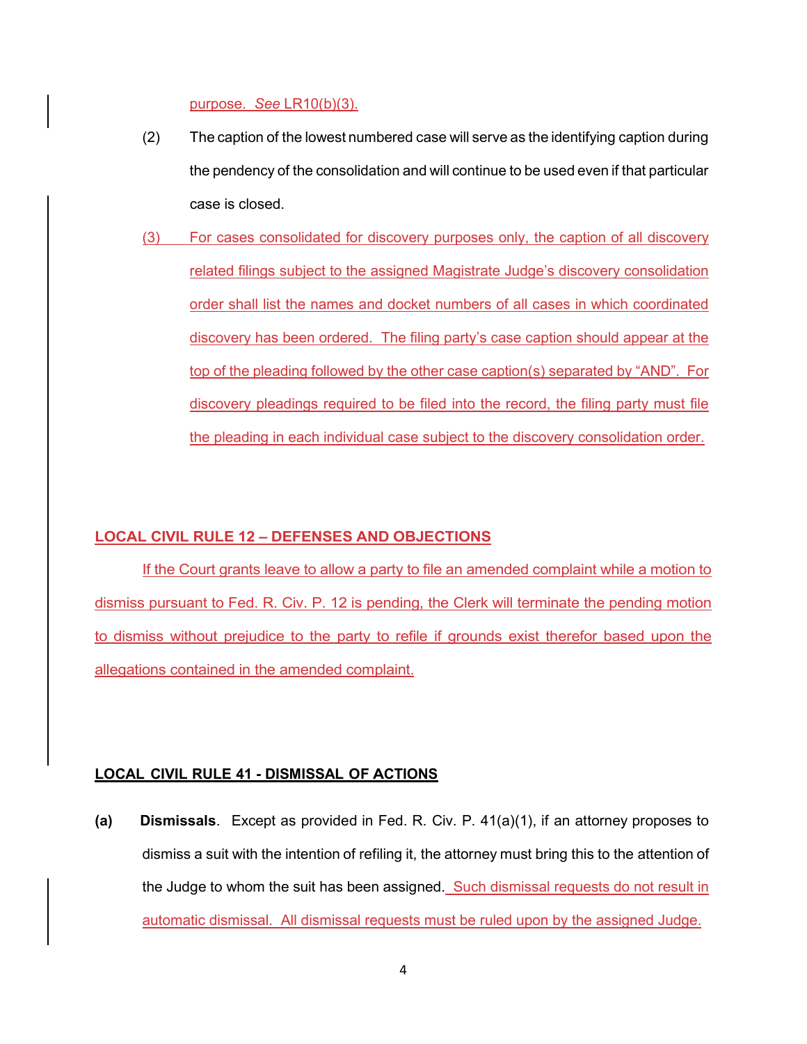purpose. *See* LR10(b)(3).

(2) The caption of the lowest numbered case will serve as the identifying caption during the pendency of the consolidation and will continue to be used even if that particular case is closed.

(3) For cases consolidated for discovery purposes only, the caption of all discovery related filings subject to the assigned Magistrate Judge's discovery consolidation order shall list the names and docket numbers of all cases in which coordinated discovery has been ordered. The filing party's case caption should appear at the top of the pleading followed by the other case caption(s) separated by "AND". For discovery pleadings required to be filed into the record, the filing party must file the pleading in each individual case subject to the discovery consolidation order.

## LOCAL CIVIL RULE 12 – DEFENSES AND OBJECTIONS

If the Court grants leave to allow a party to file an amended complaint while a motion to dismiss pursuant to Fed. R. Civ. P. 12 is pending, the Clerk will terminate the pending motion to dismiss without prejudice to the party to refile if grounds exist therefor based upon the allegations contained in the amended complaint.

## LOCAL CIVIL RULE 41 - DISMISSAL OF ACTIONS

**(a) Dismissals**. Except as provided in Fed. R. Civ. P. 41(a)(1), if an attorney proposes to dismiss a suit with the intention of refiling it, the attorney must bring this to the attention of the Judge to whom the suit has been assigned. Such dismissal requests do not result in automatic dismissal. All dismissal requests must be ruled upon by the assigned Judge.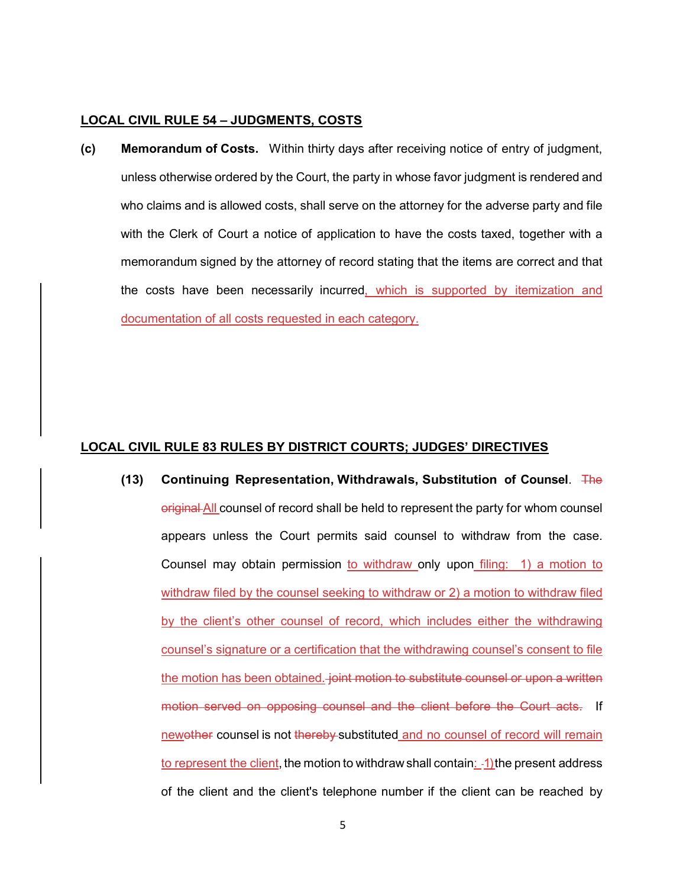**LOCAL CIVIL RULE 54 – JUDGMENTS, COSTS**

**(c) Memorandum of Costs.** Within thirty days after receiving notice of entry of judgment, unless otherwise ordered by the Court, the party in whose favor judgment is rendered and who claims and is allowed costs, shall serve on the attorney for the adverse party and file with the Clerk of Court a notice of application to have the costs taxed, together with a memorandum signed by the attorney of record stating that the items are correct and that the costs have been necessarily incurred<ins>, which is supported by itemization and documentation of all costs requested in each category.</ins>

**LOCAL CIVIL RULE 83 RULES BY DISTRICT COURTS; JUDGES' DIRECTIVES**

**(13) Continuing Representation, Withdrawals, Substitution of Counsel**. ~~The original~~ <ins>All</ins> counsel of record shall be held to represent the party for whom counsel appears unless the Court permits said counsel to withdraw from the case. Counsel may obtain permission <ins>to withdraw</ins> only upon <ins>filing: 1) a motion to withdraw filed by the counsel seeking to withdraw or 2) a motion to withdraw filed by the client's other counsel of record, which includes either the withdrawing counsel's signature or a certification that the withdrawing counsel's consent to file the motion has been obtained.</ins> ~~joint motion to substitute counsel or upon a written motion served on opposing counsel and the client before the Court acts.~~ If <ins>new</ins>~~other~~ counsel is not ~~thereby~~ substituted <ins>and no counsel of record will remain to represent the client</ins>, the motion to withdraw shall contain<ins>:</ins> ~~-~~<ins>1)</ins> the present address of the client and the client's telephone number if the client can be reached by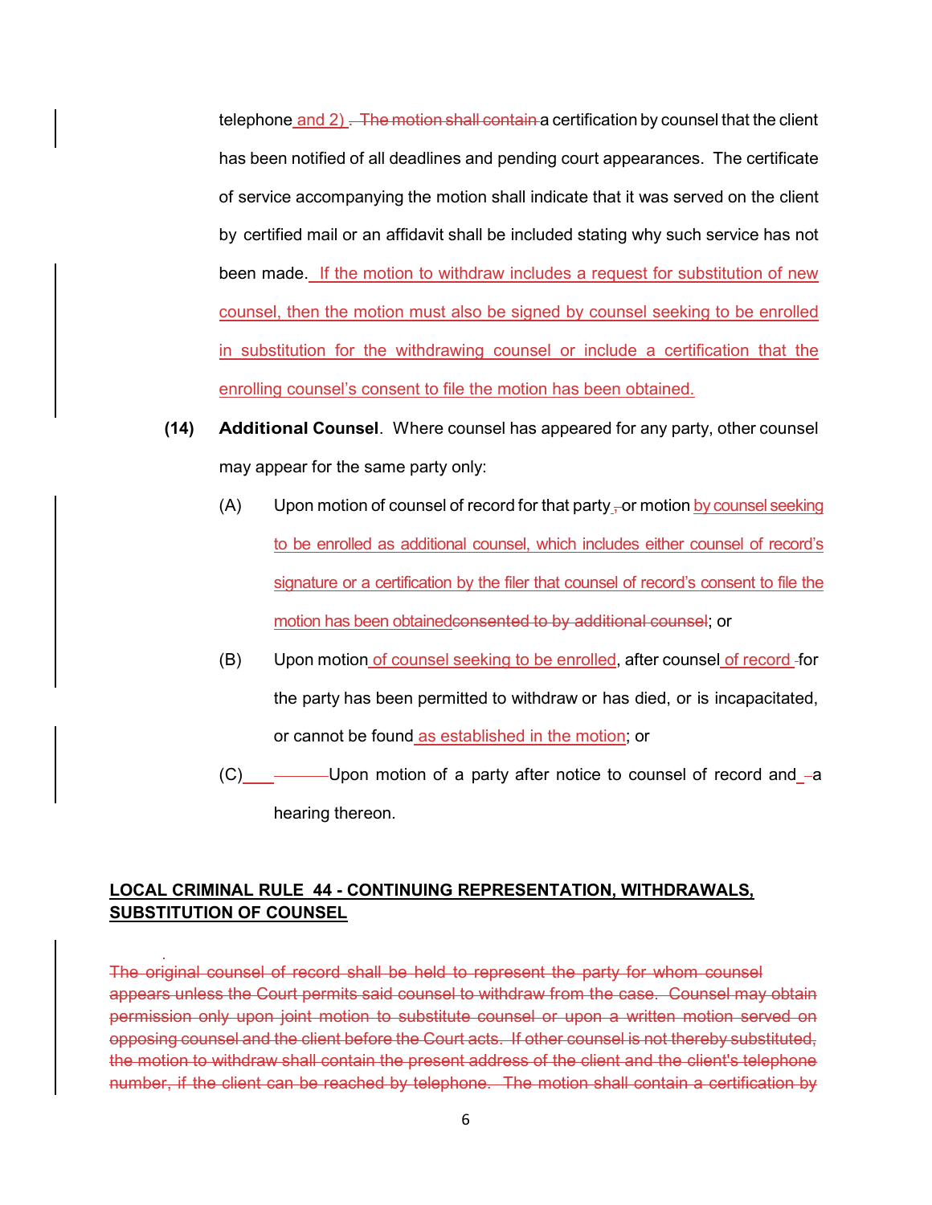telephone and 2) . The motion shall contain a certification by counsel that the client has been notified of all deadlines and pending court appearances. The certificate of service accompanying the motion shall indicate that it was served on the client by certified mail or an affidavit shall be included stating why such service has not been made. If the motion to withdraw includes a request for substitution of new counsel, then the motion must also be signed by counsel seeking to be enrolled in substitution for the withdrawing counsel or include a certification that the enrolling counsel's consent to file the motion has been obtained.

**(14) Additional Counsel**. Where counsel has appeared for any party, other counsel may appear for the same party only:

(A) Upon motion of counsel of record for that party , or motion by counsel seeking to be enrolled as additional counsel, which includes either counsel of record's signature or a certification by the filer that counsel of record's consent to file the motion has been obtainedconsented to by additional counsel; or

(B) Upon motion of counsel seeking to be enrolled, after counsel of record for the party has been permitted to withdraw or has died, or is incapacitated, or cannot be found as established in the motion; or

(C) Upon motion of a party after notice to counsel of record and a hearing thereon.

## LOCAL CRIMINAL RULE 44 - CONTINUING REPRESENTATION, WITHDRAWALS, SUBSTITUTION OF COUNSEL

~~The original counsel of record shall be held to represent the party for whom counsel appears unless the Court permits said counsel to withdraw from the case. Counsel may obtain permission only upon joint motion to substitute counsel or upon a written motion served on opposing counsel and the client before the Court acts. If other counsel is not thereby substituted, the motion to withdraw shall contain the present address of the client and the client's telephone number, if the client can be reached by telephone. The motion shall contain a certification by~~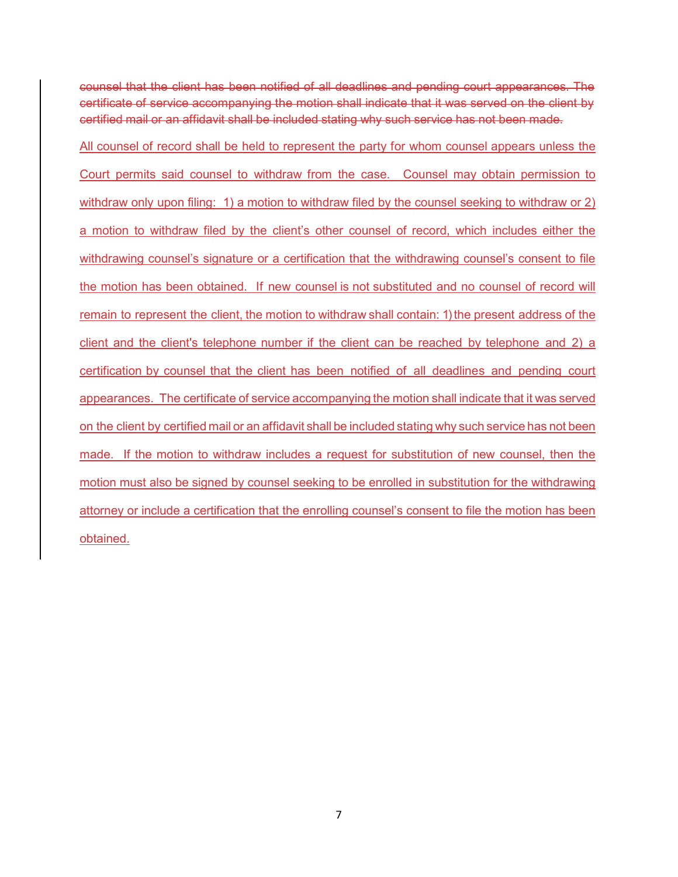~~counsel that the client has been notified of all deadlines and pending court appearances. The certificate of service accompanying the motion shall indicate that it was served on the client by certified mail or an affidavit shall be included stating why such service has not been made.~~

<u>All counsel of record shall be held to represent the party for whom counsel appears unless the Court permits said counsel to withdraw from the case. Counsel may obtain permission to withdraw only upon filing: 1) a motion to withdraw filed by the counsel seeking to withdraw or 2) a motion to withdraw filed by the client's other counsel of record, which includes either the withdrawing counsel's signature or a certification that the withdrawing counsel's consent to file the motion has been obtained. If new counsel is not substituted and no counsel of record will remain to represent the client, the motion to withdraw shall contain: 1) the present address of the client and the client's telephone number if the client can be reached by telephone and 2) a certification by counsel that the client has been notified of all deadlines and pending court appearances. The certificate of service accompanying the motion shall indicate that it was served on the client by certified mail or an affidavit shall be included stating why such service has not been made. If the motion to withdraw includes a request for substitution of new counsel, then the motion must also be signed by counsel seeking to be enrolled in substitution for the withdrawing attorney or include a certification that the enrolling counsel's consent to file the motion has been obtained.</u>